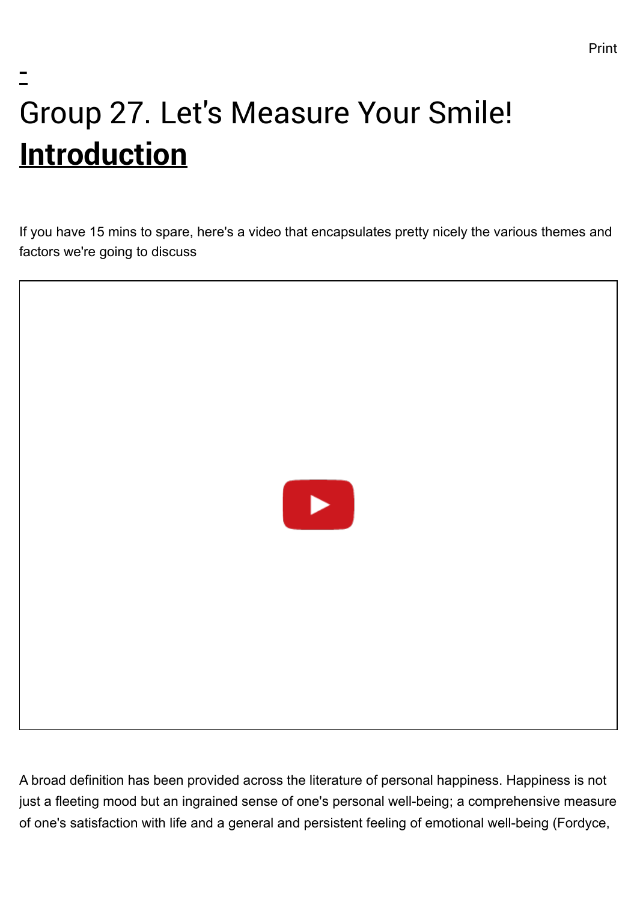# Group 27. Let's Measure Your Smile!

## Introduction

If you have 15 mins to spare, here's a video that encapsulates pretty nicely the various themes and factors we're going to discuss

A broad definition has been provided across the literature of personal happiness. Happiness is not just a fleeting mood but an ingrained sense of one's personal well-being; a comprehensive measure of one's satisfaction with life and a general and persistent feeling of emotional well-being (Fordyce,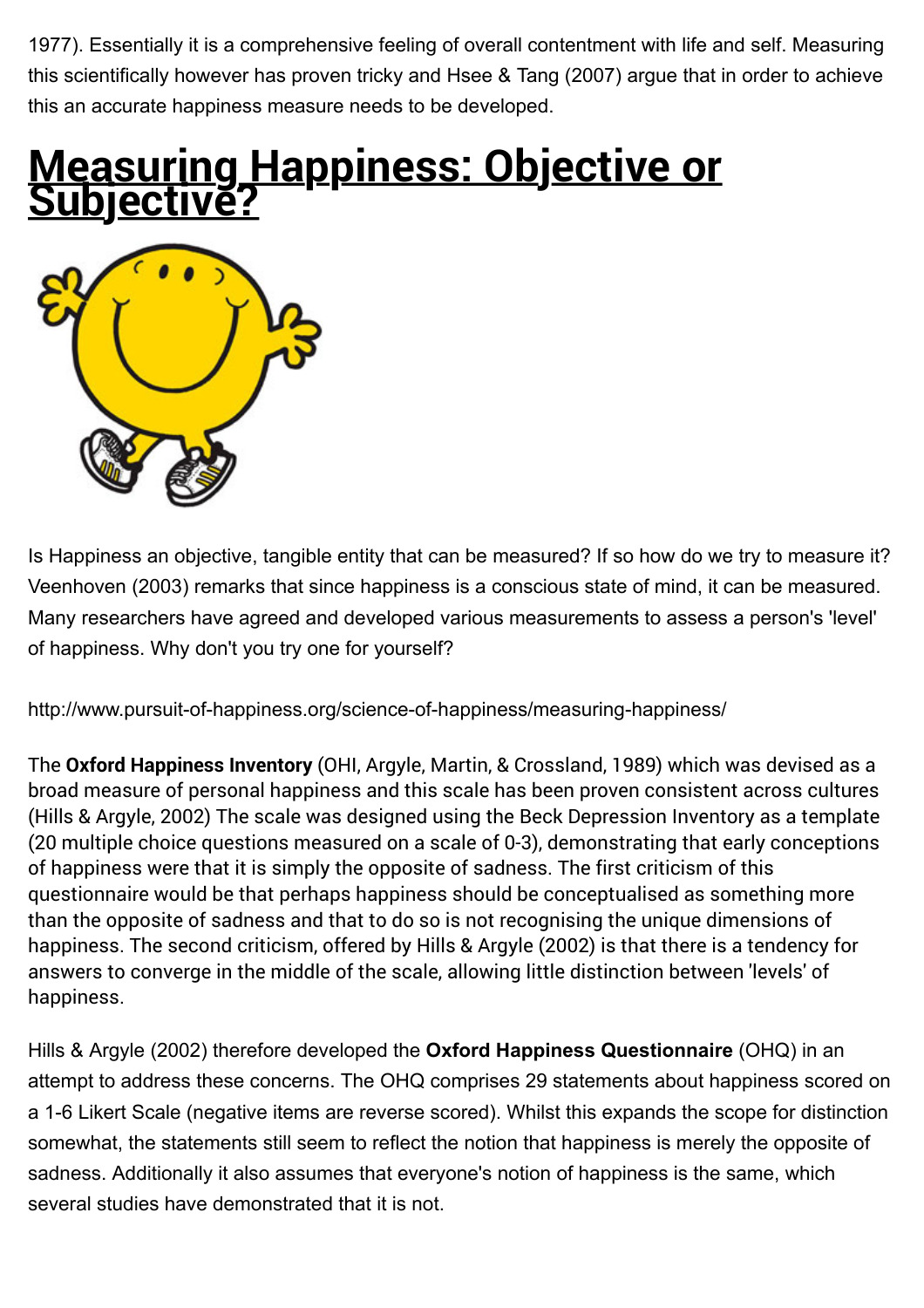1977). Essentially it is a comprehensive feeling of overall contentment with life and self. Measuring this scientifically however has proven tricky and Hsee & Tang (2007) argue that in order to achieve this an accurate happiness measure needs to be developed.

# Measuring Happiness: Objective or Subjective?

Is Happiness an objective, tangible entity that can be measured? If so how do we try to measure it? Veenhoven (2003) remarks that since happiness is a conscious state of mind, it can be measured. Many researchers have agreed and developed various measurements to assess a person's 'level' of happiness. Why don't you try one for yourself?

http://www.pursuit-of-happiness.org/science-of-happiness/measuring-happiness/

The **Oxford Happiness Inventory** (OHI, Argyle, Martin, & Crossland, 1989) which was devised as a broad measure of personal happiness and this scale has been proven consistent across cultures (Hills & Argyle, 2002) The scale was designed using the Beck Depression Inventory as a template (20 multiple choice questions measured on a scale of 0-3), demonstrating that early conceptions of happiness were that it is simply the opposite of sadness. The first criticism of this questionnaire would be that perhaps happiness should be conceptualised as something more than the opposite of sadness and that to do so is not recognising the unique dimensions of happiness. The second criticism, offered by Hills & Argyle (2002) is that there is a tendency for answers to converge in the middle of the scale, allowing little distinction between 'levels' of happiness.

Hills & Argyle (2002) therefore developed the **Oxford Happiness Questionnaire** (OHQ) in an attempt to address these concerns. The OHQ comprises 29 statements about happiness scored on a 1-6 Likert Scale (negative items are reverse scored). Whilst this expands the scope for distinction somewhat, the statements still seem to reflect the notion that happiness is merely the opposite of sadness. Additionally it also assumes that everyone's notion of happiness is the same, which several studies have demonstrated that it is not.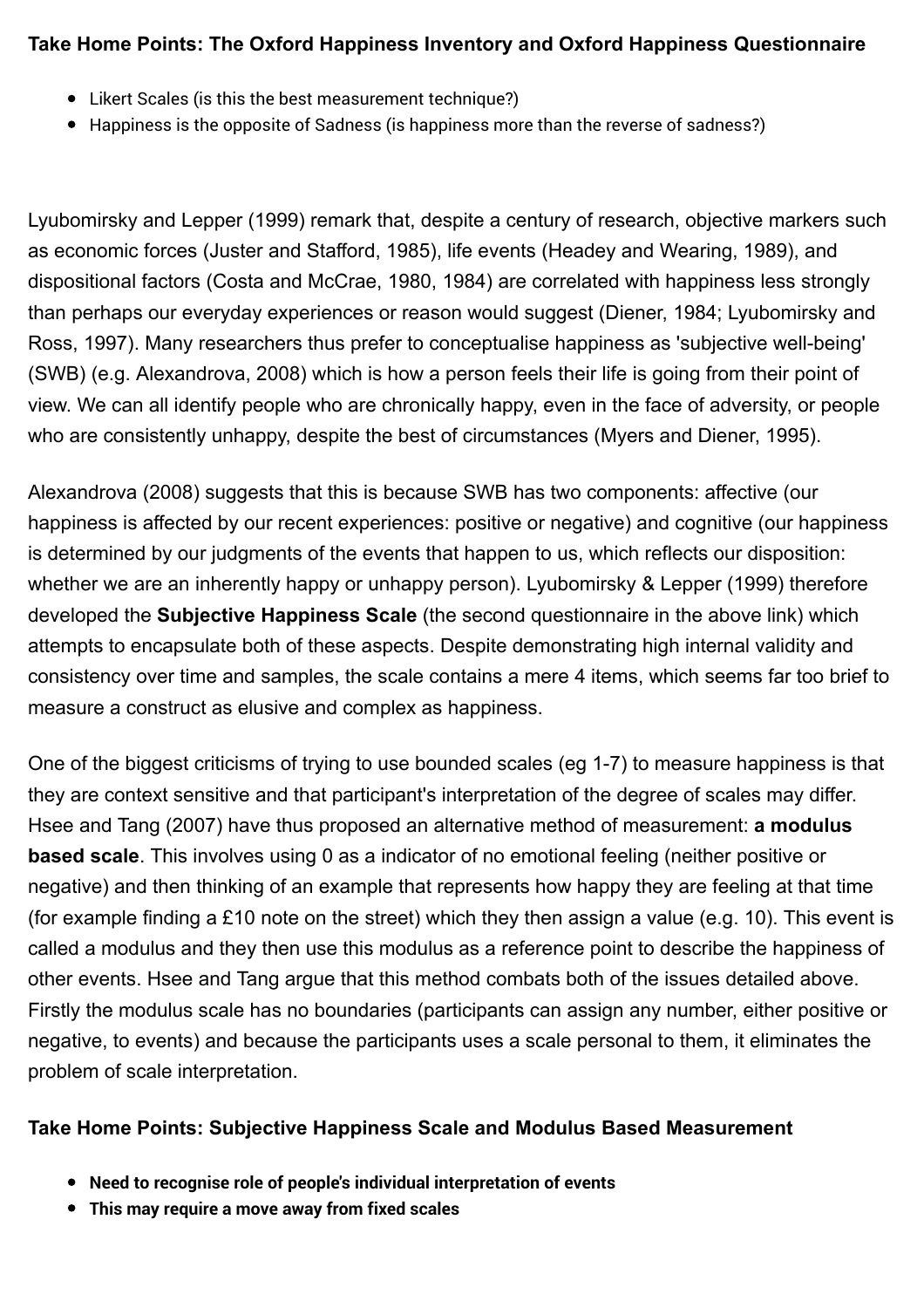**Take Home Points: The Oxford Happiness Inventory and Oxford Happiness Questionnaire**

- Likert Scales (is this the best measurement technique?)
- Happiness is the opposite of Sadness (is happiness more than the reverse of sadness?)

Lyubomirsky and Lepper (1999) remark that, despite a century of research, objective markers such as economic forces (Juster and Stafford, 1985), life events (Headey and Wearing, 1989), and dispositional factors (Costa and McCrae, 1980, 1984) are correlated with happiness less strongly than perhaps our everyday experiences or reason would suggest (Diener, 1984; Lyubomirsky and Ross, 1997). Many researchers thus prefer to conceptualise happiness as 'subjective well-being' (SWB) (e.g. Alexandrova, 2008) which is how a person feels their life is going from their point of view. We can all identify people who are chronically happy, even in the face of adversity, or people who are consistently unhappy, despite the best of circumstances (Myers and Diener, 1995).

Alexandrova (2008) suggests that this is because SWB has two components: affective (our happiness is affected by our recent experiences: positive or negative) and cognitive (our happiness is determined by our judgments of the events that happen to us, which reflects our disposition: whether we are an inherently happy or unhappy person). Lyubomirsky & Lepper (1999) therefore developed the **Subjective Happiness Scale** (the second questionnaire in the above link) which attempts to encapsulate both of these aspects. Despite demonstrating high internal validity and consistency over time and samples, the scale contains a mere 4 items, which seems far too brief to measure a construct as elusive and complex as happiness.

One of the biggest criticisms of trying to use bounded scales (eg 1-7) to measure happiness is that they are context sensitive and that participant's interpretation of the degree of scales may differ. Hsee and Tang (2007) have thus proposed an alternative method of measurement: **a modulus based scale**. This involves using 0 as a indicator of no emotional feeling (neither positive or negative) and then thinking of an example that represents how happy they are feeling at that time (for example finding a £10 note on the street) which they then assign a value (e.g. 10). This event is called a modulus and they then use this modulus as a reference point to describe the happiness of other events. Hsee and Tang argue that this method combats both of the issues detailed above. Firstly the modulus scale has no boundaries (participants can assign any number, either positive or negative, to events) and because the participants uses a scale personal to them, it eliminates the problem of scale interpretation.

**Take Home Points: Subjective Happiness Scale and Modulus Based Measurement**

- **Need to recognise role of people's individual interpretation of events**
- **This may require a move away from fixed scales**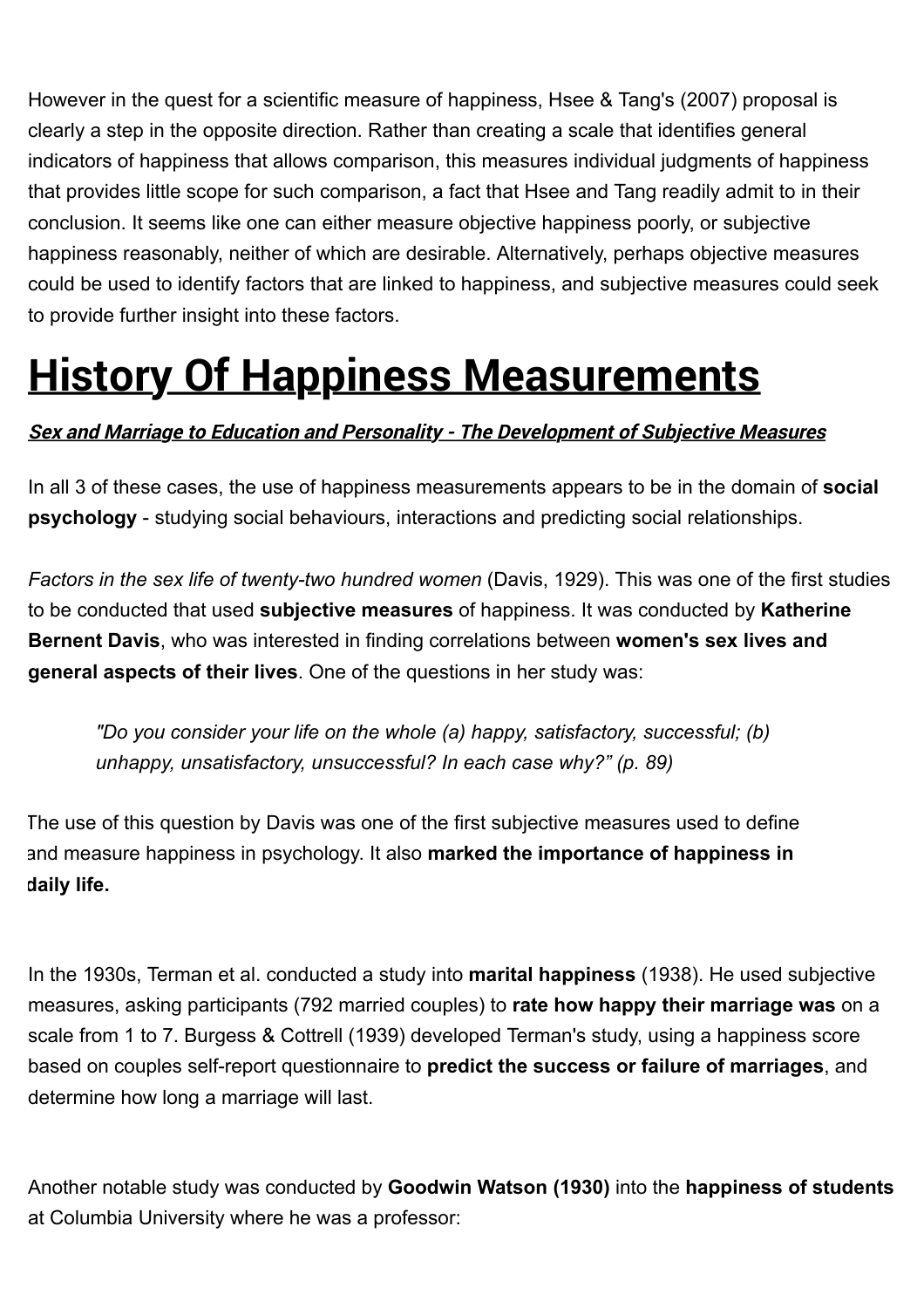However in the quest for a scientific measure of happiness, Hsee & Tang's (2007) proposal is clearly a step in the opposite direction. Rather than creating a scale that identifies general indicators of happiness that allows comparison, this measures individual judgments of happiness that provides little scope for such comparison, a fact that Hsee and Tang readily admit to in their conclusion. It seems like one can either measure objective happiness poorly, or subjective happiness reasonably, neither of which are desirable. Alternatively, perhaps objective measures could be used to identify factors that are linked to happiness, and subjective measures could seek to provide further insight into these factors.

# History Of Happiness Measurements

***Sex and Marriage to Education and Personality - The Development of Subjective Measures***

In all 3 of these cases, the use of happiness measurements appears to be in the domain of **social psychology** - studying social behaviours, interactions and predicting social relationships.

*Factors in the sex life of twenty-two hundred women* (Davis, 1929). This was one of the first studies to be conducted that used **subjective measures** of happiness. It was conducted by **Katherine Bernent Davis**, who was interested in finding correlations between **women's sex lives and general aspects of their lives**. One of the questions in her study was:

> *"Do you consider your life on the whole (a) happy, satisfactory, successful; (b) unhappy, unsatisfactory, unsuccessful? In each case why?" (p. 89)*

The use of this question by Davis was one of the first subjective measures used to define and measure happiness in psychology. It also **marked the importance of happiness in daily life.**

In the 1930s, Terman et al. conducted a study into **marital happiness** (1938). He used subjective measures, asking participants (792 married couples) to **rate how happy their marriage was** on a scale from 1 to 7. Burgess & Cottrell (1939) developed Terman's study, using a happiness score based on couples self-report questionnaire to **predict the success or failure of marriages**, and determine how long a marriage will last.

Another notable study was conducted by **Goodwin Watson (1930)** into the **happiness of students** at Columbia University where he was a professor: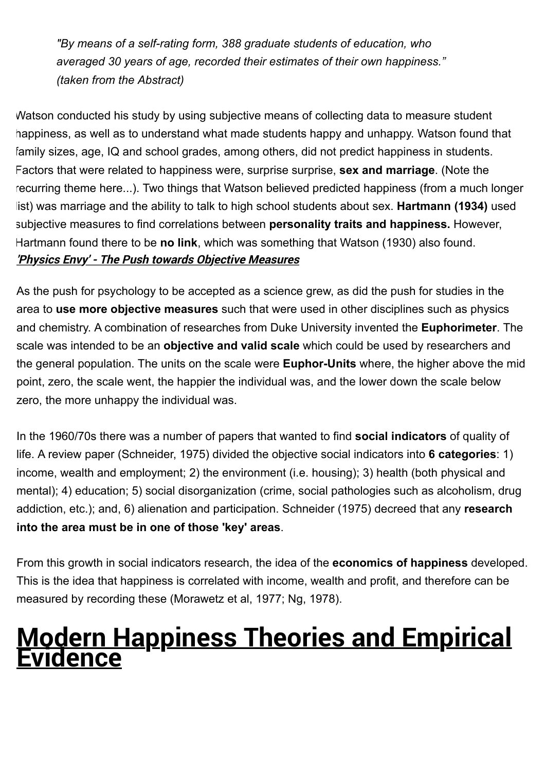*"By means of a self-rating form, 388 graduate students of education, who averaged 30 years of age, recorded their estimates of their own happiness." (taken from the Abstract)*

Watson conducted his study by using subjective means of collecting data to measure student happiness, as well as to understand what made students happy and unhappy. Watson found that family sizes, age, IQ and school grades, among others, did not predict happiness in students. Factors that were related to happiness were, surprise surprise, **sex and marriage**. (Note the recurring theme here...). Two things that Watson believed predicted happiness (from a much longer list) was marriage and the ability to talk to high school students about sex. **Hartmann (1934)** used subjective measures to find correlations between **personality traits and happiness.** However, Hartmann found there to be **no link**, which was something that Watson (1930) also found.

***'Physics Envy' - The Push towards Objective Measures***

As the push for psychology to be accepted as a science grew, as did the push for studies in the area to **use more objective measures** such that were used in other disciplines such as physics and chemistry. A combination of researches from Duke University invented the **Euphorimeter**. The scale was intended to be an **objective and valid scale** which could be used by researchers and the general population. The units on the scale were **Euphor-Units** where, the higher above the mid point, zero, the scale went, the happier the individual was, and the lower down the scale below zero, the more unhappy the individual was.

In the 1960/70s there was a number of papers that wanted to find **social indicators** of quality of life. A review paper (Schneider, 1975) divided the objective social indicators into **6 categories**: 1) income, wealth and employment; 2) the environment (i.e. housing); 3) health (both physical and mental); 4) education; 5) social disorganization (crime, social pathologies such as alcoholism, drug addiction, etc.); and, 6) alienation and participation. Schneider (1975) decreed that any **research into the area must be in one of those 'key' areas**.

From this growth in social indicators research, the idea of the **economics of happiness** developed. This is the idea that happiness is correlated with income, wealth and profit, and therefore can be measured by recording these (Morawetz et al, 1977; Ng, 1978).

# Modern Happiness Theories and Empirical Evidence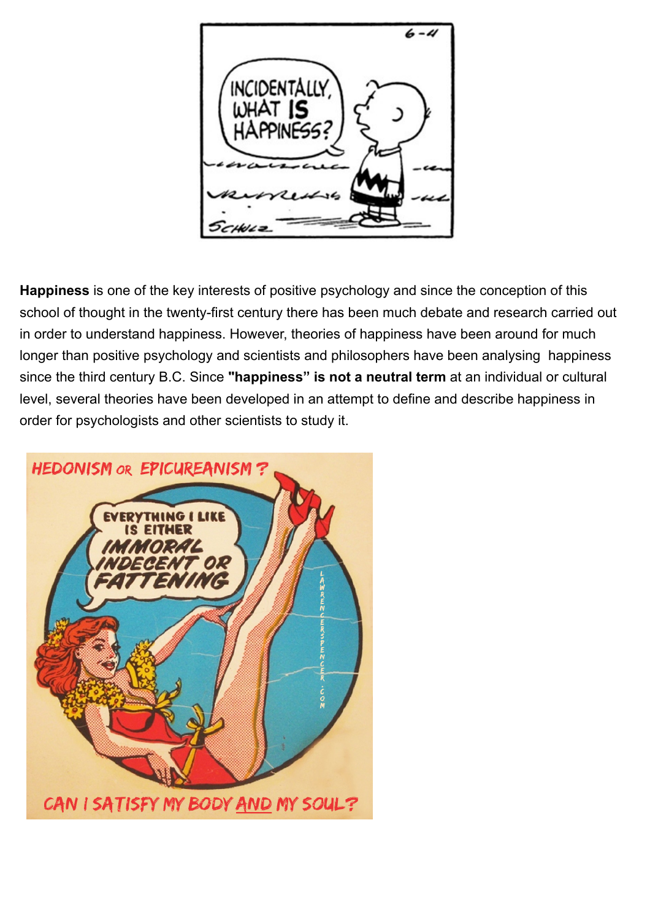**Happiness** is one of the key interests of positive psychology and since the conception of this school of thought in the twenty-first century there has been much debate and research carried out in order to understand happiness. However, theories of happiness have been around for much longer than positive psychology and scientists and philosophers have been analysing happiness since the third century B.C. Since **"happiness" is not a neutral term** at an individual or cultural level, several theories have been developed in an attempt to define and describe happiness in order for psychologists and other scientists to study it.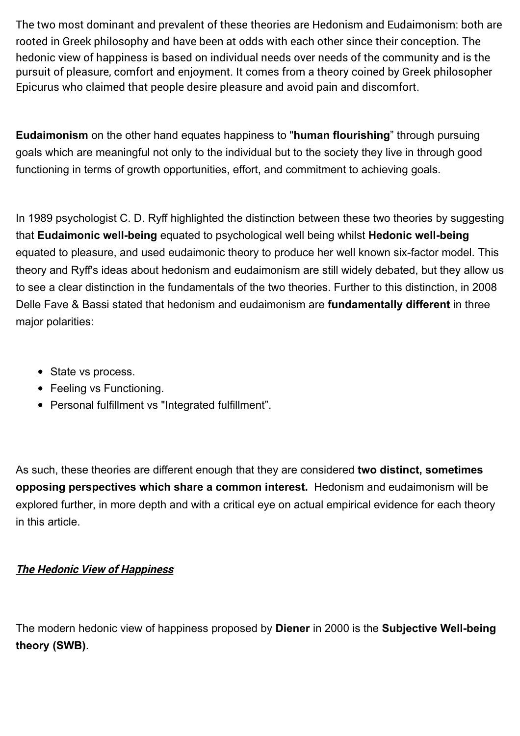The two most dominant and prevalent of these theories are Hedonism and Eudaimonism: both are rooted in Greek philosophy and have been at odds with each other since their conception. The hedonic view of happiness is based on individual needs over needs of the community and is the pursuit of pleasure, comfort and enjoyment. It comes from a theory coined by Greek philosopher Epicurus who claimed that people desire pleasure and avoid pain and discomfort.

**Eudaimonism** on the other hand equates happiness to "**human flourishing**" through pursuing goals which are meaningful not only to the individual but to the society they live in through good functioning in terms of growth opportunities, effort, and commitment to achieving goals.

In 1989 psychologist C. D. Ryff highlighted the distinction between these two theories by suggesting that **Eudaimonic well-being** equated to psychological well being whilst **Hedonic well-being** equated to pleasure, and used eudaimonic theory to produce her well known six-factor model. This theory and Ryff's ideas about hedonism and eudaimonism are still widely debated, but they allow us to see a clear distinction in the fundamentals of the two theories. Further to this distinction, in 2008 Delle Fave & Bassi stated that hedonism and eudaimonism are **fundamentally different** in three major polarities:

- State vs process.
- Feeling vs Functioning.
- Personal fulfillment vs "Integrated fulfillment".

As such, these theories are different enough that they are considered **two distinct, sometimes opposing perspectives which share a common interest.** Hedonism and eudaimonism will be explored further, in more depth and with a critical eye on actual empirical evidence for each theory in this article.

## ***The Hedonic View of Happiness***

The modern hedonic view of happiness proposed by **Diener** in 2000 is the **Subjective Well-being theory (SWB)**.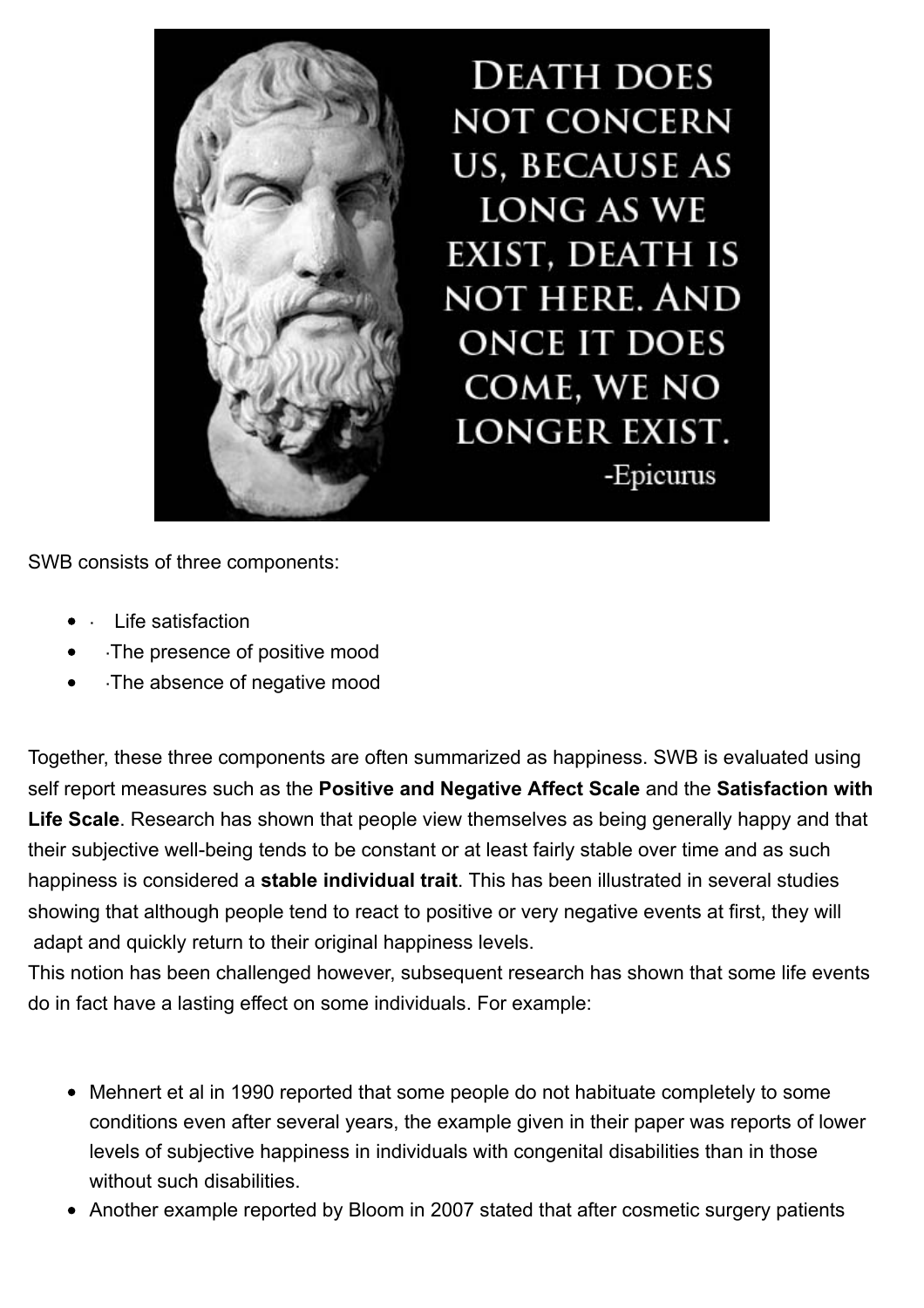SWB consists of three components:

- · Life satisfaction
- ·The presence of positive mood
- ·The absence of negative mood

Together, these three components are often summarized as happiness. SWB is evaluated using self report measures such as the **Positive and Negative Affect Scale** and the **Satisfaction with Life Scale**. Research has shown that people view themselves as being generally happy and that their subjective well-being tends to be constant or at least fairly stable over time and as such happiness is considered a **stable individual trait**. This has been illustrated in several studies showing that although people tend to react to positive or very negative events at first, they will adapt and quickly return to their original happiness levels.
This notion has been challenged however, subsequent research has shown that some life events do in fact have a lasting effect on some individuals. For example:

- Mehnert et al in 1990 reported that some people do not habituate completely to some conditions even after several years, the example given in their paper was reports of lower levels of subjective happiness in individuals with congenital disabilities than in those without such disabilities.
- Another example reported by Bloom in 2007 stated that after cosmetic surgery patients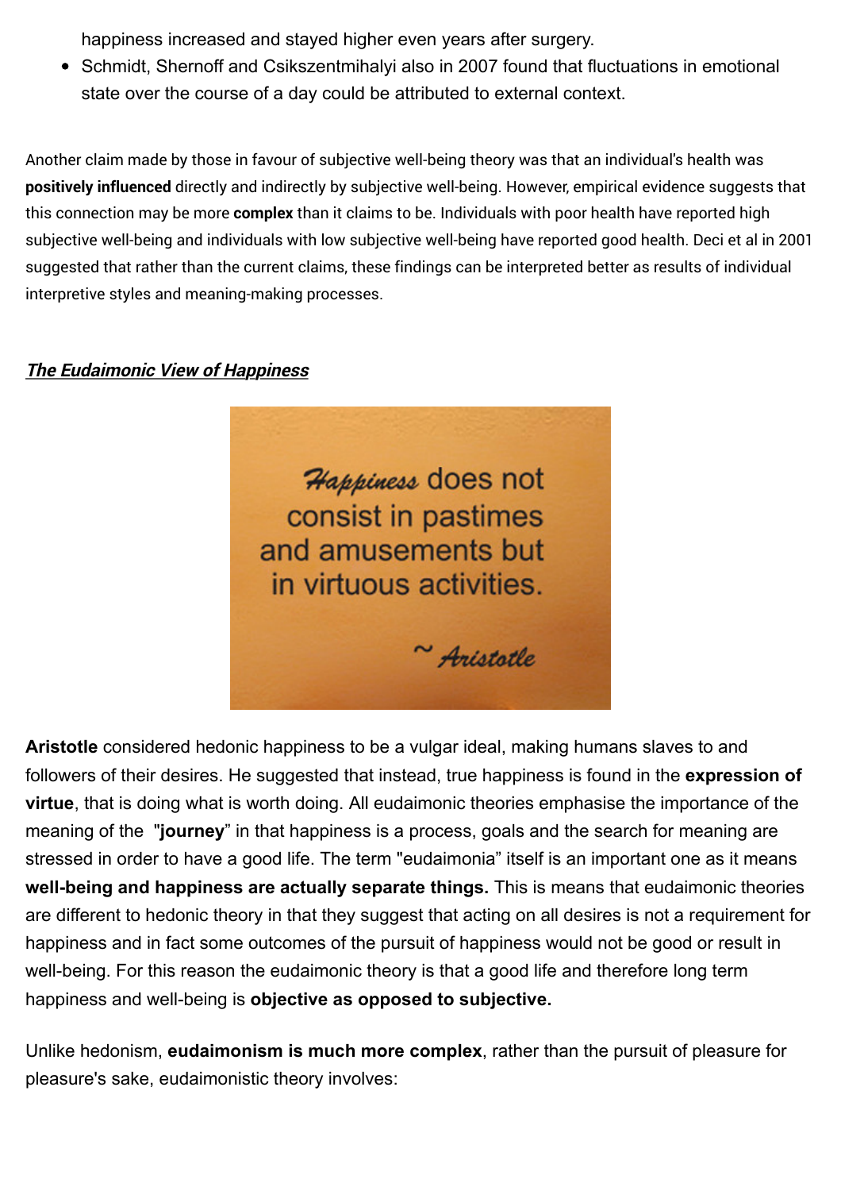happiness increased and stayed higher even years after surgery.

- Schmidt, Shernoff and Csikszentmihalyi also in 2007 found that fluctuations in emotional state over the course of a day could be attributed to external context.

Another claim made by those in favour of subjective well-being theory was that an individual's health was **positively influenced** directly and indirectly by subjective well-being. However, empirical evidence suggests that this connection may be more **complex** than it claims to be. Individuals with poor health have reported high subjective well-being and individuals with low subjective well-being have reported good health. Deci et al in 2001 suggested that rather than the current claims, these findings can be interpreted better as results of individual interpretive styles and meaning-making processes.

***The Eudaimonic View of Happiness***

Happiness does not consist in pastimes and amusements but in virtuous activities.

~ Aristotle

**Aristotle** considered hedonic happiness to be a vulgar ideal, making humans slaves to and followers of their desires. He suggested that instead, true happiness is found in the **expression of virtue**, that is doing what is worth doing. All eudaimonic theories emphasise the importance of the meaning of the "**journey**" in that happiness is a process, goals and the search for meaning are stressed in order to have a good life. The term "eudaimonia" itself is an important one as it means **well-being and happiness are actually separate things.** This is means that eudaimonic theories are different to hedonic theory in that they suggest that acting on all desires is not a requirement for happiness and in fact some outcomes of the pursuit of happiness would not be good or result in well-being. For this reason the eudaimonic theory is that a good life and therefore long term happiness and well-being is **objective as opposed to subjective.**

Unlike hedonism, **eudaimonism is much more complex**, rather than the pursuit of pleasure for pleasure's sake, eudaimonistic theory involves: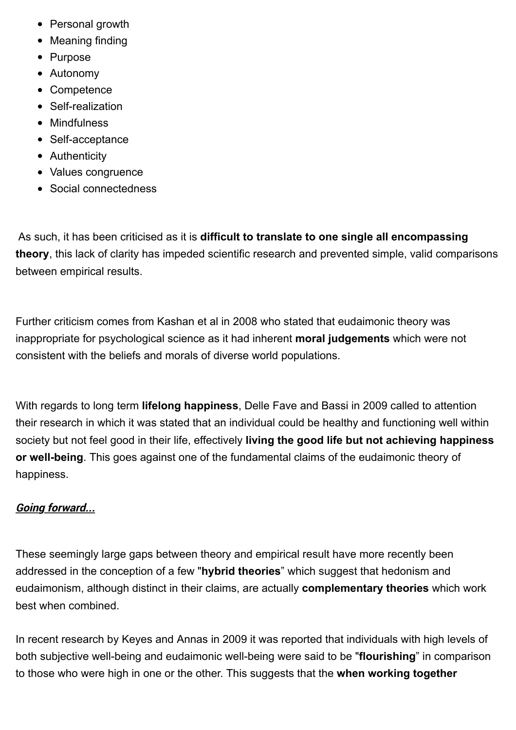- Personal growth
- Meaning finding
- Purpose
- Autonomy
- Competence
- Self-realization
- Mindfulness
- Self-acceptance
- Authenticity
- Values congruence
- Social connectedness

As such, it has been criticised as it is **difficult to translate to one single all encompassing theory**, this lack of clarity has impeded scientific research and prevented simple, valid comparisons between empirical results.

Further criticism comes from Kashan et al in 2008 who stated that eudaimonic theory was inappropriate for psychological science as it had inherent **moral judgements** which were not consistent with the beliefs and morals of diverse world populations.

With regards to long term **lifelong happiness**, Delle Fave and Bassi in 2009 called to attention their research in which it was stated that an individual could be healthy and functioning well within society but not feel good in their life, effectively **living the good life but not achieving happiness or well-being**. This goes against one of the fundamental claims of the eudaimonic theory of happiness.

***Going forward...***

These seemingly large gaps between theory and empirical result have more recently been addressed in the conception of a few "**hybrid theories**" which suggest that hedonism and eudaimonism, although distinct in their claims, are actually **complementary theories** which work best when combined.

In recent research by Keyes and Annas in 2009 it was reported that individuals with high levels of both subjective well-being and eudaimonic well-being were said to be "**flourishing**" in comparison to those who were high in one or the other. This suggests that the **when working together**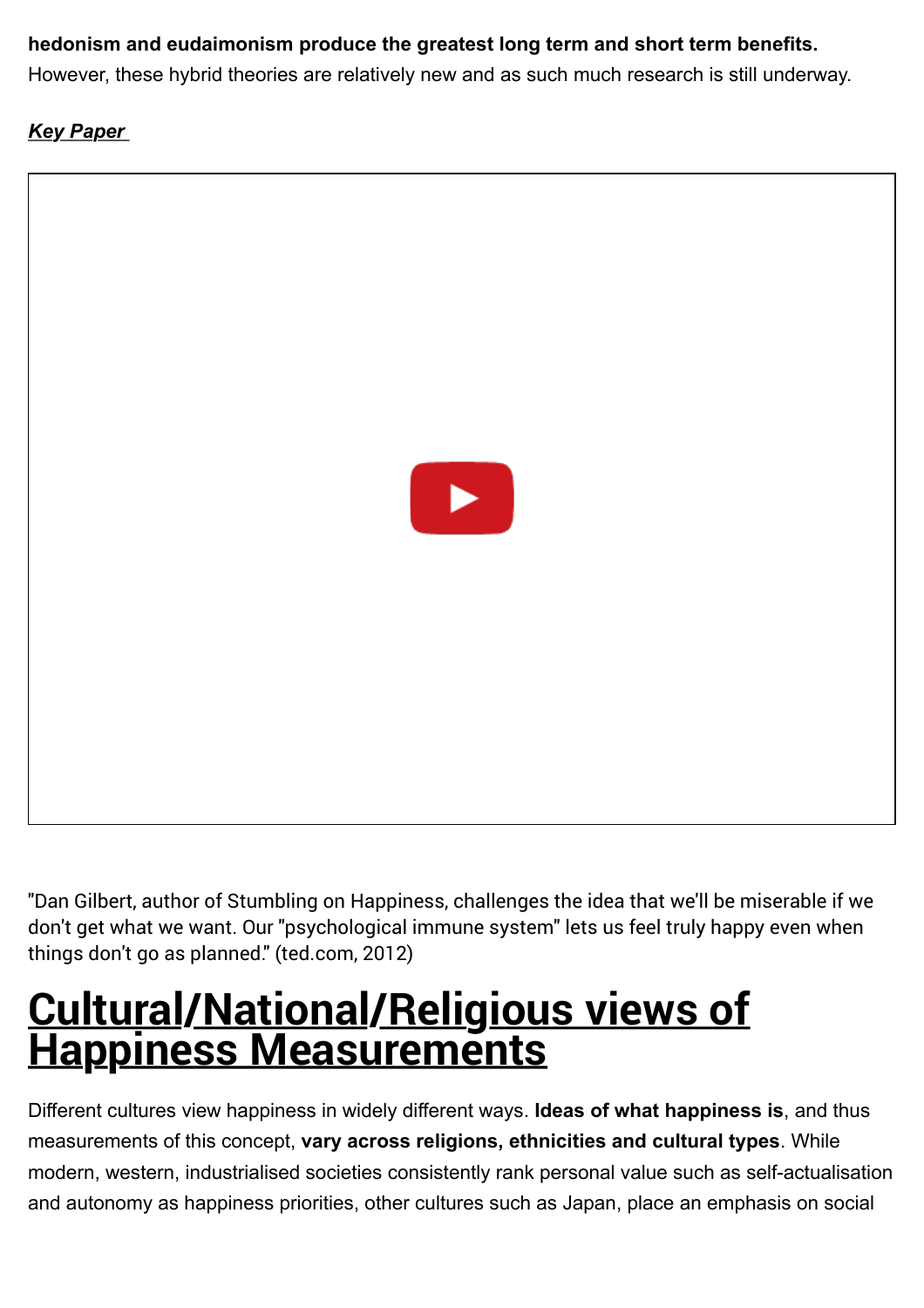**hedonism and eudaimonism produce the greatest long term and short term benefits.** However, these hybrid theories are relatively new and as such much research is still underway.

***Key Paper***

"Dan Gilbert, author of Stumbling on Happiness, challenges the idea that we'll be miserable if we don't get what we want. Our "psychological immune system" lets us feel truly happy even when things don't go as planned." (ted.com, 2012)

# Cultural/National/Religious views of Happiness Measurements

Different cultures view happiness in widely different ways. **Ideas of what happiness is**, and thus measurements of this concept, **vary across religions, ethnicities and cultural types**. While modern, western, industrialised societies consistently rank personal value such as self-actualisation and autonomy as happiness priorities, other cultures such as Japan, place an emphasis on social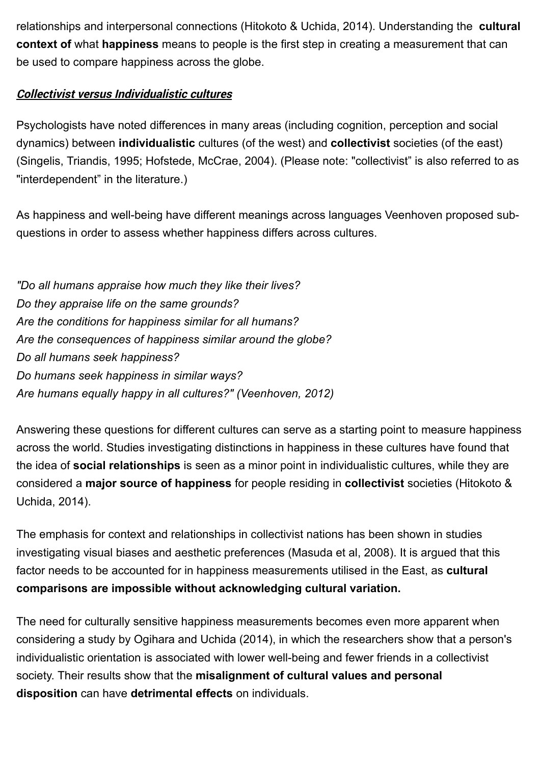relationships and interpersonal connections (Hitokoto & Uchida, 2014). Understanding the **cultural context of** what **happiness** means to people is the first step in creating a measurement that can be used to compare happiness across the globe.

***Collectivist versus Individualistic cultures***

Psychologists have noted differences in many areas (including cognition, perception and social dynamics) between **individualistic** cultures (of the west) and **collectivist** societies (of the east) (Singelis, Triandis, 1995; Hofstede, McCrae, 2004). (Please note: "collectivist" is also referred to as "interdependent" in the literature.)

As happiness and well-being have different meanings across languages Veenhoven proposed sub-questions in order to assess whether happiness differs across cultures.

*"Do all humans appraise how much they like their lives?*
*Do they appraise life on the same grounds?*
*Are the conditions for happiness similar for all humans?*
*Are the consequences of happiness similar around the globe?*
*Do all humans seek happiness?*
*Do humans seek happiness in similar ways?*
*Are humans equally happy in all cultures?" (Veenhoven, 2012)*

Answering these questions for different cultures can serve as a starting point to measure happiness across the world. Studies investigating distinctions in happiness in these cultures have found that the idea of **social relationships** is seen as a minor point in individualistic cultures, while they are considered a **major source of happiness** for people residing in **collectivist** societies (Hitokoto & Uchida, 2014).

The emphasis for context and relationships in collectivist nations has been shown in studies investigating visual biases and aesthetic preferences (Masuda et al, 2008). It is argued that this factor needs to be accounted for in happiness measurements utilised in the East, as **cultural comparisons are impossible without acknowledging cultural variation.**

The need for culturally sensitive happiness measurements becomes even more apparent when considering a study by Ogihara and Uchida (2014), in which the researchers show that a person's individualistic orientation is associated with lower well-being and fewer friends in a collectivist society. Their results show that the **misalignment of cultural values and personal disposition** can have **detrimental effects** on individuals.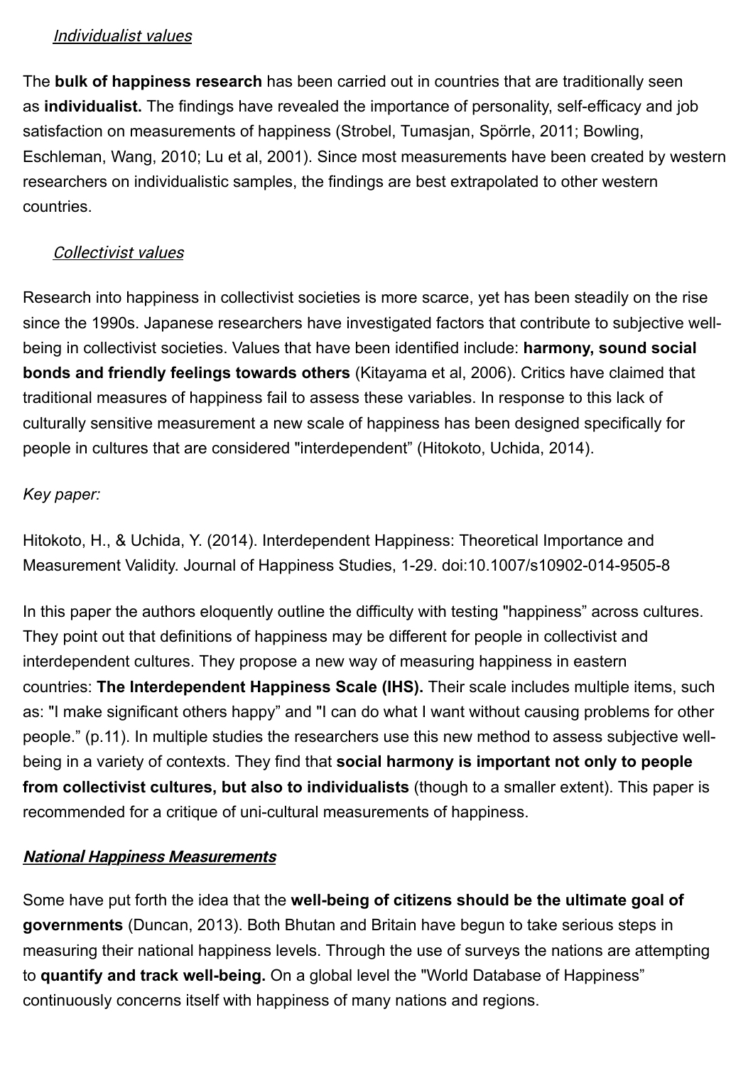### *Individualist values*

The **bulk of happiness research** has been carried out in countries that are traditionally seen as **individualist.** The findings have revealed the importance of personality, self-efficacy and job satisfaction on measurements of happiness (Strobel, Tumasjan, Spörrle, 2011; Bowling, Eschleman, Wang, 2010; Lu et al, 2001). Since most measurements have been created by western researchers on individualistic samples, the findings are best extrapolated to other western countries.

### *Collectivist values*

Research into happiness in collectivist societies is more scarce, yet has been steadily on the rise since the 1990s. Japanese researchers have investigated factors that contribute to subjective well-being in collectivist societies. Values that have been identified include: **harmony, sound social bonds and friendly feelings towards others** (Kitayama et al, 2006). Critics have claimed that traditional measures of happiness fail to assess these variables. In response to this lack of culturally sensitive measurement a new scale of happiness has been designed specifically for people in cultures that are considered "interdependent" (Hitokoto, Uchida, 2014).

*Key paper:*

Hitokoto, H., & Uchida, Y. (2014). Interdependent Happiness: Theoretical Importance and Measurement Validity. Journal of Happiness Studies, 1-29. doi:10.1007/s10902-014-9505-8

In this paper the authors eloquently outline the difficulty with testing "happiness" across cultures. They point out that definitions of happiness may be different for people in collectivist and interdependent cultures. They propose a new way of measuring happiness in eastern countries: **The Interdependent Happiness Scale (IHS).** Their scale includes multiple items, such as: "I make significant others happy" and "I can do what I want without causing problems for other people." (p.11). In multiple studies the researchers use this new method to assess subjective well-being in a variety of contexts. They find that **social harmony is important not only to people from collectivist cultures, but also to individualists** (though to a smaller extent). This paper is recommended for a critique of uni-cultural measurements of happiness.

## ***National Happiness Measurements***

Some have put forth the idea that the **well-being of citizens should be the ultimate goal of governments** (Duncan, 2013). Both Bhutan and Britain have begun to take serious steps in measuring their national happiness levels. Through the use of surveys the nations are attempting to **quantify and track well-being.** On a global level the "World Database of Happiness" continuously concerns itself with happiness of many nations and regions.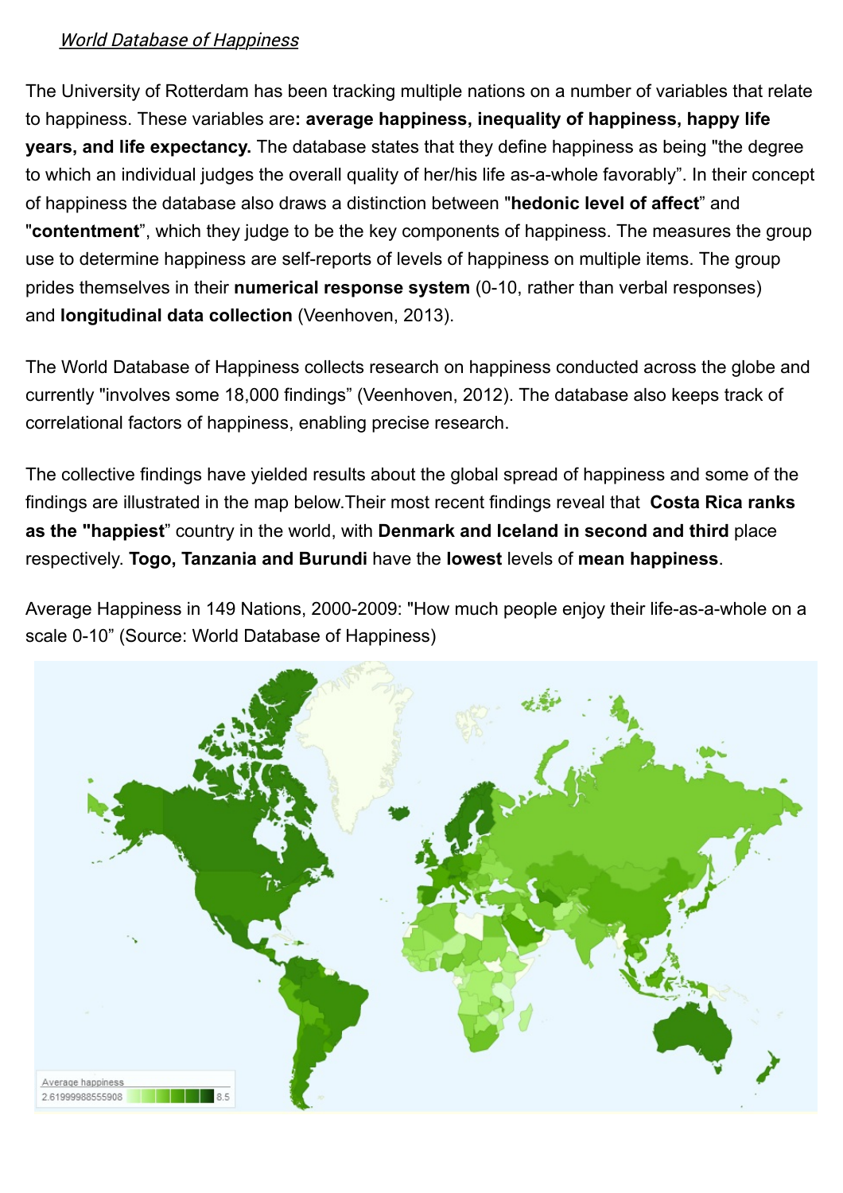*World Database of Happiness*

The University of Rotterdam has been tracking multiple nations on a number of variables that relate to happiness. These variables are**: average happiness, inequality of happiness, happy life years, and life expectancy.** The database states that they define happiness as being "the degree to which an individual judges the overall quality of her/his life as-a-whole favorably". In their concept of happiness the database also draws a distinction between "**hedonic level of affect**" and "**contentment**", which they judge to be the key components of happiness. The measures the group use to determine happiness are self-reports of levels of happiness on multiple items. The group prides themselves in their **numerical response system** (0-10, rather than verbal responses) and **longitudinal data collection** (Veenhoven, 2013).

The World Database of Happiness collects research on happiness conducted across the globe and currently "involves some 18,000 findings" (Veenhoven, 2012). The database also keeps track of correlational factors of happiness, enabling precise research.

The collective findings have yielded results about the global spread of happiness and some of the findings are illustrated in the map below.Their most recent findings reveal that **Costa Rica ranks as the "happiest**" country in the world, with **Denmark and Iceland in second and third** place respectively. **Togo, Tanzania and Burundi** have the **lowest** levels of **mean happiness**.

Average Happiness in 149 Nations, 2000-2009: "How much people enjoy their life-as-a-whole on a scale 0-10" (Source: World Database of Happiness)

Average happiness
2.61999988555908 — 8.5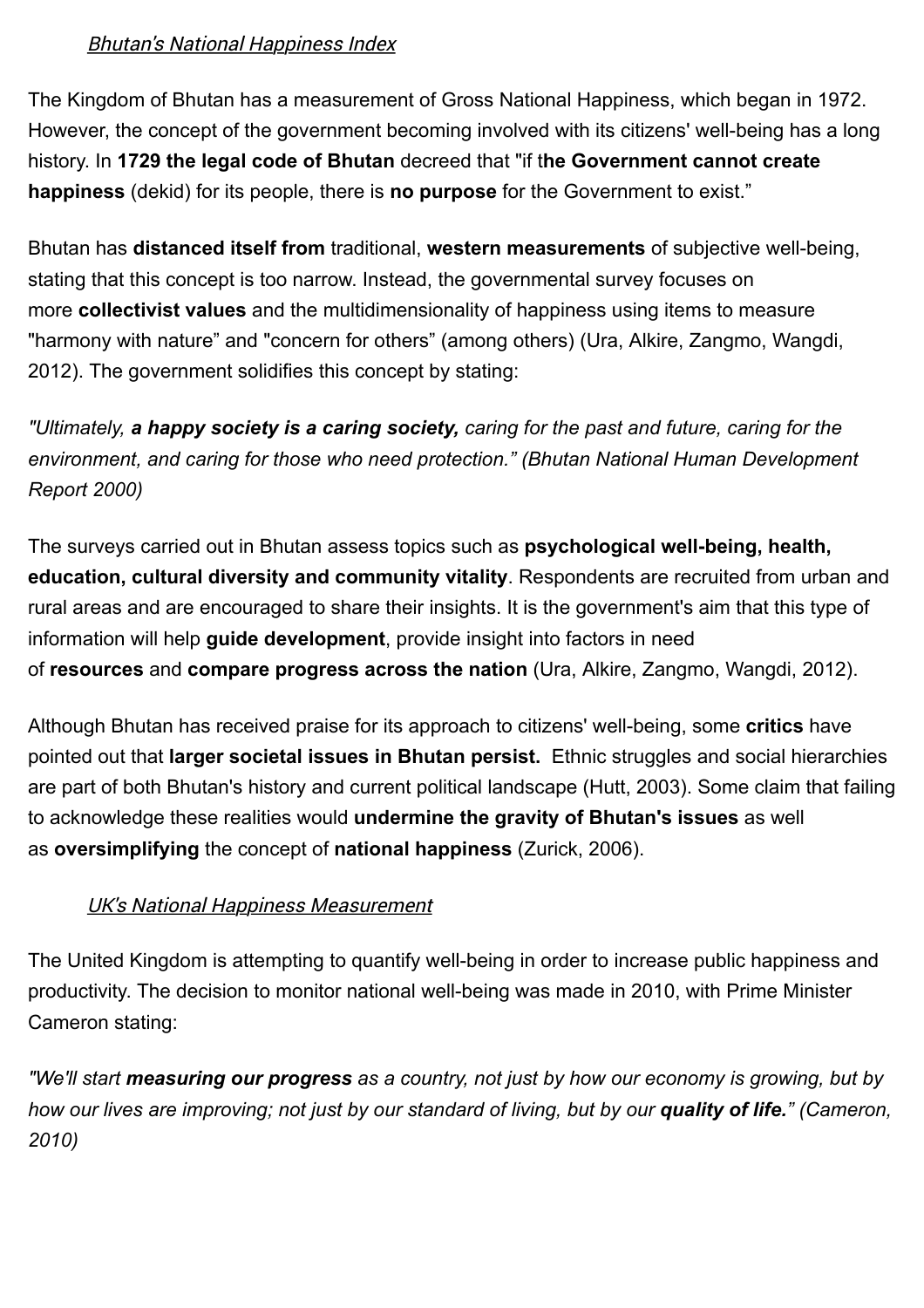### *Bhutan's National Happiness Index*

The Kingdom of Bhutan has a measurement of Gross National Happiness, which began in 1972. However, the concept of the government becoming involved with its citizens' well-being has a long history. In **1729 the legal code of Bhutan** decreed that "if t**he Government cannot create happiness** (dekid) for its people, there is **no purpose** for the Government to exist."

Bhutan has **distanced itself from** traditional, **western measurements** of subjective well-being, stating that this concept is too narrow. Instead, the governmental survey focuses on more **collectivist values** and the multidimensionality of happiness using items to measure "harmony with nature" and "concern for others" (among others) (Ura, Alkire, Zangmo, Wangdi, 2012). The government solidifies this concept by stating:

*"Ultimately, **a happy society is a caring society,** caring for the past and future, caring for the environment, and caring for those who need protection." (Bhutan National Human Development Report 2000)*

The surveys carried out in Bhutan assess topics such as **psychological well-being, health, education, cultural diversity and community vitality**. Respondents are recruited from urban and rural areas and are encouraged to share their insights. It is the government's aim that this type of information will help **guide development**, provide insight into factors in need of **resources** and **compare progress across the nation** (Ura, Alkire, Zangmo, Wangdi, 2012).

Although Bhutan has received praise for its approach to citizens' well-being, some **critics** have pointed out that **larger societal issues in Bhutan persist.** Ethnic struggles and social hierarchies are part of both Bhutan's history and current political landscape (Hutt, 2003). Some claim that failing to acknowledge these realities would **undermine the gravity of Bhutan's issues** as well as **oversimplifying** the concept of **national happiness** (Zurick, 2006).

### *UK's National Happiness Measurement*

The United Kingdom is attempting to quantify well-being in order to increase public happiness and productivity. The decision to monitor national well-being was made in 2010, with Prime Minister Cameron stating:

*"We'll start **measuring our progress** as a country, not just by how our economy is growing, but by how our lives are improving; not just by our standard of living, but by our **quality of life.**" (Cameron, 2010)*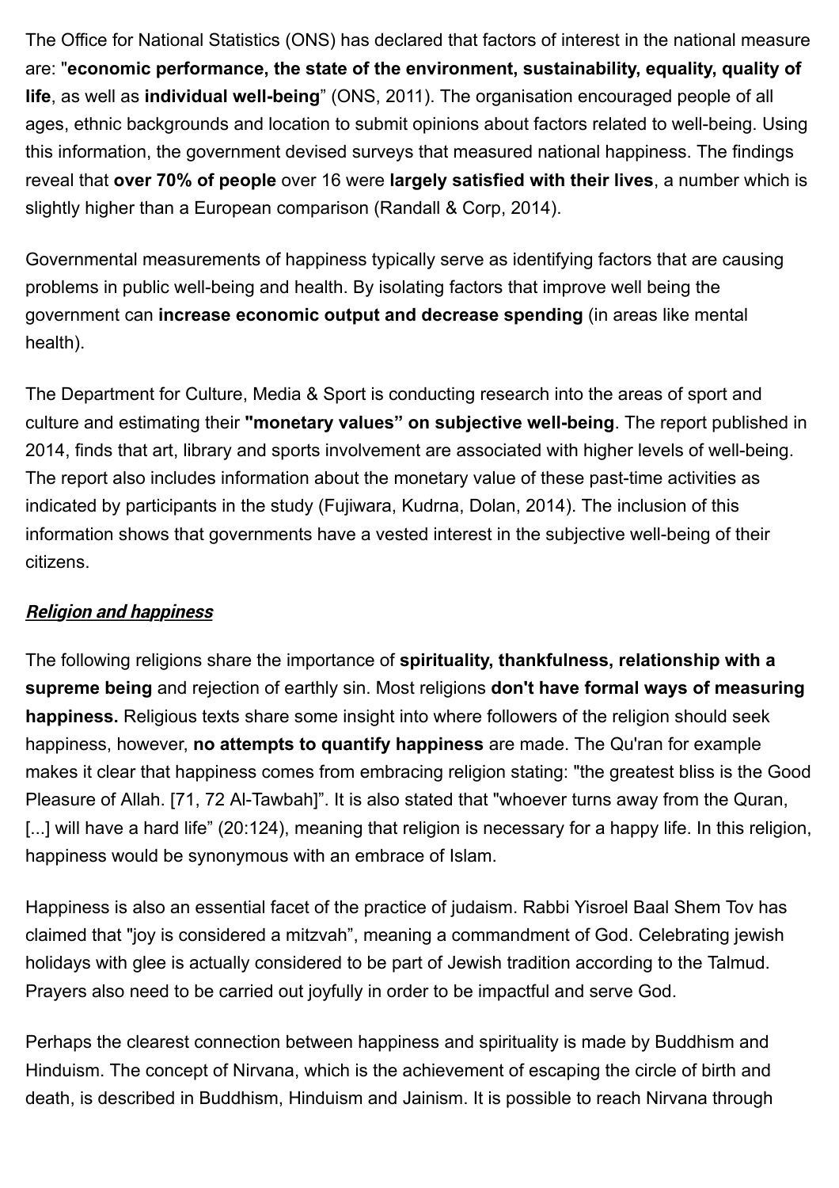The Office for National Statistics (ONS) has declared that factors of interest in the national measure are: "**economic performance, the state of the environment, sustainability, equality, quality of life**, as well as **individual well-being**" (ONS, 2011). The organisation encouraged people of all ages, ethnic backgrounds and location to submit opinions about factors related to well-being. Using this information, the government devised surveys that measured national happiness. The findings reveal that **over 70% of people** over 16 were **largely satisfied with their lives**, a number which is slightly higher than a European comparison (Randall & Corp, 2014).

Governmental measurements of happiness typically serve as identifying factors that are causing problems in public well-being and health. By isolating factors that improve well being the government can **increase economic output and decrease spending** (in areas like mental health).

The Department for Culture, Media & Sport is conducting research into the areas of sport and culture and estimating their **"monetary values" on subjective well-being**. The report published in 2014, finds that art, library and sports involvement are associated with higher levels of well-being. The report also includes information about the monetary value of these past-time activities as indicated by participants in the study (Fujiwara, Kudrna, Dolan, 2014). The inclusion of this information shows that governments have a vested interest in the subjective well-being of their citizens.

### ***Religion and happiness***

The following religions share the importance of **spirituality, thankfulness, relationship with a supreme being** and rejection of earthly sin. Most religions **don't have formal ways of measuring happiness.** Religious texts share some insight into where followers of the religion should seek happiness, however, **no attempts to quantify happiness** are made. The Qu'ran for example makes it clear that happiness comes from embracing religion stating: "the greatest bliss is the Good Pleasure of Allah. [71, 72 Al-Tawbah]". It is also stated that "whoever turns away from the Quran, [...] will have a hard life" (20:124), meaning that religion is necessary for a happy life. In this religion, happiness would be synonymous with an embrace of Islam.

Happiness is also an essential facet of the practice of judaism. Rabbi Yisroel Baal Shem Tov has claimed that "joy is considered a mitzvah", meaning a commandment of God. Celebrating jewish holidays with glee is actually considered to be part of Jewish tradition according to the Talmud. Prayers also need to be carried out joyfully in order to be impactful and serve God.

Perhaps the clearest connection between happiness and spirituality is made by Buddhism and Hinduism. The concept of Nirvana, which is the achievement of escaping the circle of birth and death, is described in Buddhism, Hinduism and Jainism. It is possible to reach Nirvana through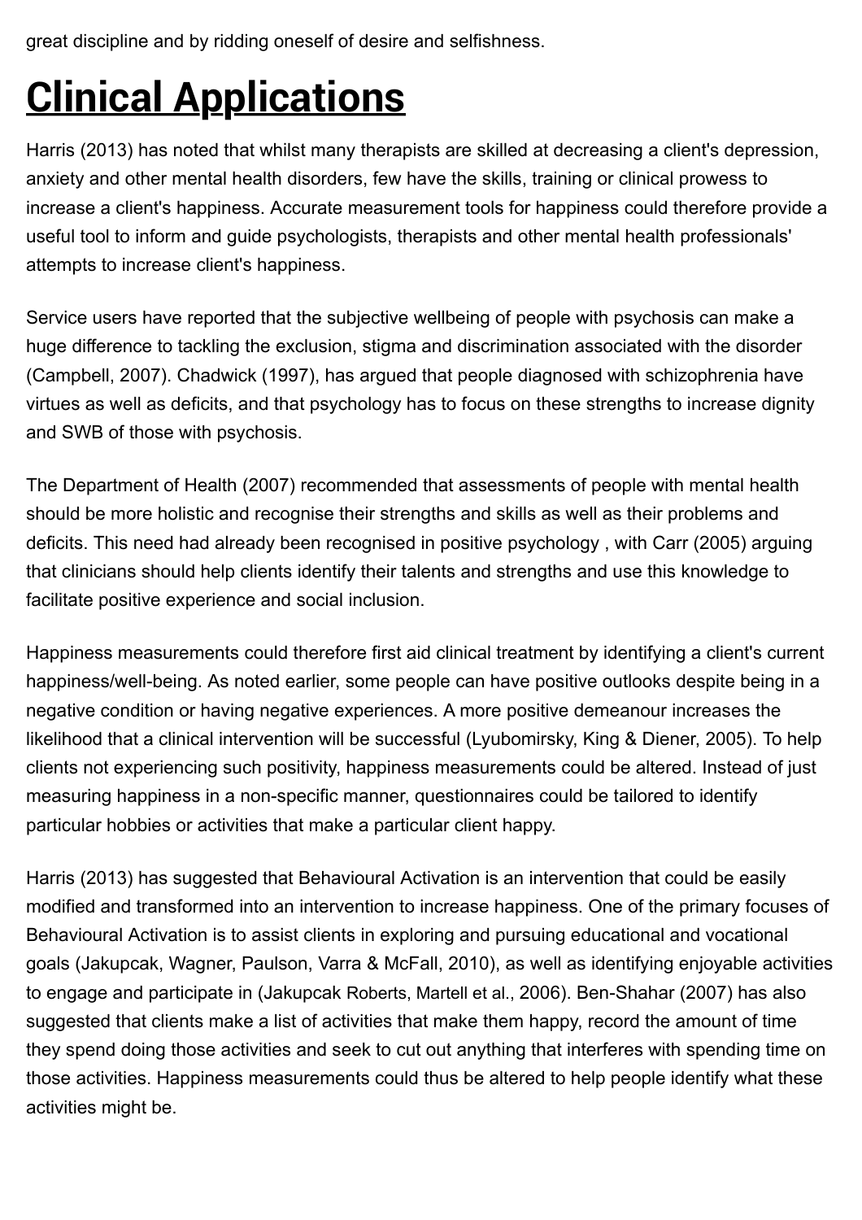great discipline and by ridding oneself of desire and selfishness.

# Clinical Applications

Harris (2013) has noted that whilst many therapists are skilled at decreasing a client's depression, anxiety and other mental health disorders, few have the skills, training or clinical prowess to increase a client's happiness. Accurate measurement tools for happiness could therefore provide a useful tool to inform and guide psychologists, therapists and other mental health professionals' attempts to increase client's happiness.

Service users have reported that the subjective wellbeing of people with psychosis can make a huge difference to tackling the exclusion, stigma and discrimination associated with the disorder (Campbell, 2007). Chadwick (1997), has argued that people diagnosed with schizophrenia have virtues as well as deficits, and that psychology has to focus on these strengths to increase dignity and SWB of those with psychosis.

The Department of Health (2007) recommended that assessments of people with mental health should be more holistic and recognise their strengths and skills as well as their problems and deficits. This need had already been recognised in positive psychology , with Carr (2005) arguing that clinicians should help clients identify their talents and strengths and use this knowledge to facilitate positive experience and social inclusion.

Happiness measurements could therefore first aid clinical treatment by identifying a client's current happiness/well-being. As noted earlier, some people can have positive outlooks despite being in a negative condition or having negative experiences. A more positive demeanour increases the likelihood that a clinical intervention will be successful (Lyubomirsky, King & Diener, 2005). To help clients not experiencing such positivity, happiness measurements could be altered. Instead of just measuring happiness in a non-specific manner, questionnaires could be tailored to identify particular hobbies or activities that make a particular client happy.

Harris (2013) has suggested that Behavioural Activation is an intervention that could be easily modified and transformed into an intervention to increase happiness. One of the primary focuses of Behavioural Activation is to assist clients in exploring and pursuing educational and vocational goals (Jakupcak, Wagner, Paulson, Varra & McFall, 2010), as well as identifying enjoyable activities to engage and participate in (Jakupcak Roberts, Martell et al., 2006). Ben-Shahar (2007) has also suggested that clients make a list of activities that make them happy, record the amount of time they spend doing those activities and seek to cut out anything that interferes with spending time on those activities. Happiness measurements could thus be altered to help people identify what these activities might be.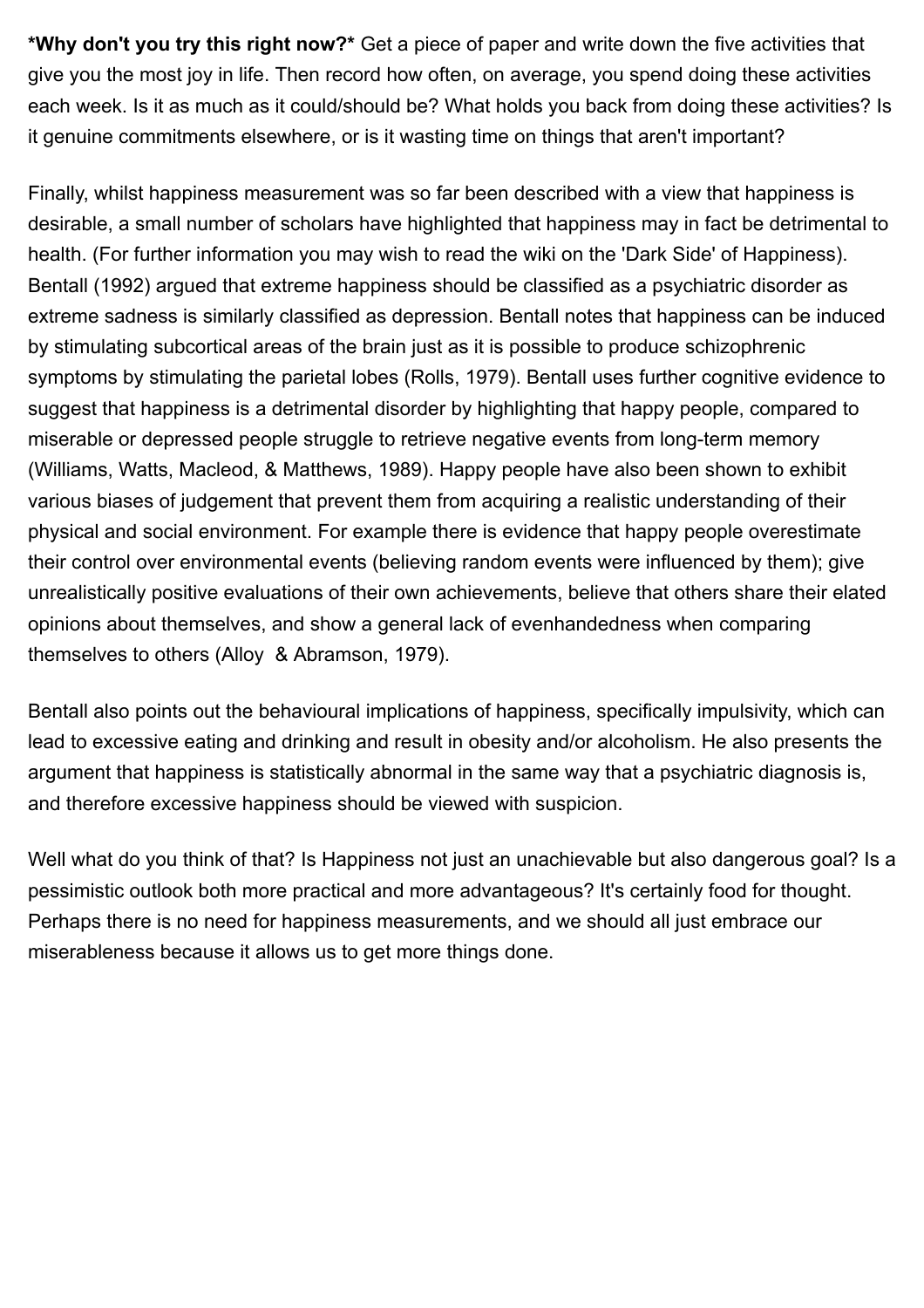***Why don't you try this right now?*** Get a piece of paper and write down the five activities that give you the most joy in life. Then record how often, on average, you spend doing these activities each week. Is it as much as it could/should be? What holds you back from doing these activities? Is it genuine commitments elsewhere, or is it wasting time on things that aren't important?

Finally, whilst happiness measurement was so far been described with a view that happiness is desirable, a small number of scholars have highlighted that happiness may in fact be detrimental to health. (For further information you may wish to read the wiki on the 'Dark Side' of Happiness). Bentall (1992) argued that extreme happiness should be classified as a psychiatric disorder as extreme sadness is similarly classified as depression. Bentall notes that happiness can be induced by stimulating subcortical areas of the brain just as it is possible to produce schizophrenic symptoms by stimulating the parietal lobes (Rolls, 1979). Bentall uses further cognitive evidence to suggest that happiness is a detrimental disorder by highlighting that happy people, compared to miserable or depressed people struggle to retrieve negative events from long-term memory (Williams, Watts, Macleod, & Matthews, 1989). Happy people have also been shown to exhibit various biases of judgement that prevent them from acquiring a realistic understanding of their physical and social environment. For example there is evidence that happy people overestimate their control over environmental events (believing random events were influenced by them); give unrealistically positive evaluations of their own achievements, believe that others share their elated opinions about themselves, and show a general lack of evenhandedness when comparing themselves to others (Alloy & Abramson, 1979).

Bentall also points out the behavioural implications of happiness, specifically impulsivity, which can lead to excessive eating and drinking and result in obesity and/or alcoholism. He also presents the argument that happiness is statistically abnormal in the same way that a psychiatric diagnosis is, and therefore excessive happiness should be viewed with suspicion.

Well what do you think of that? Is Happiness not just an unachievable but also dangerous goal? Is a pessimistic outlook both more practical and more advantageous? It's certainly food for thought. Perhaps there is no need for happiness measurements, and we should all just embrace our miserableness because it allows us to get more things done.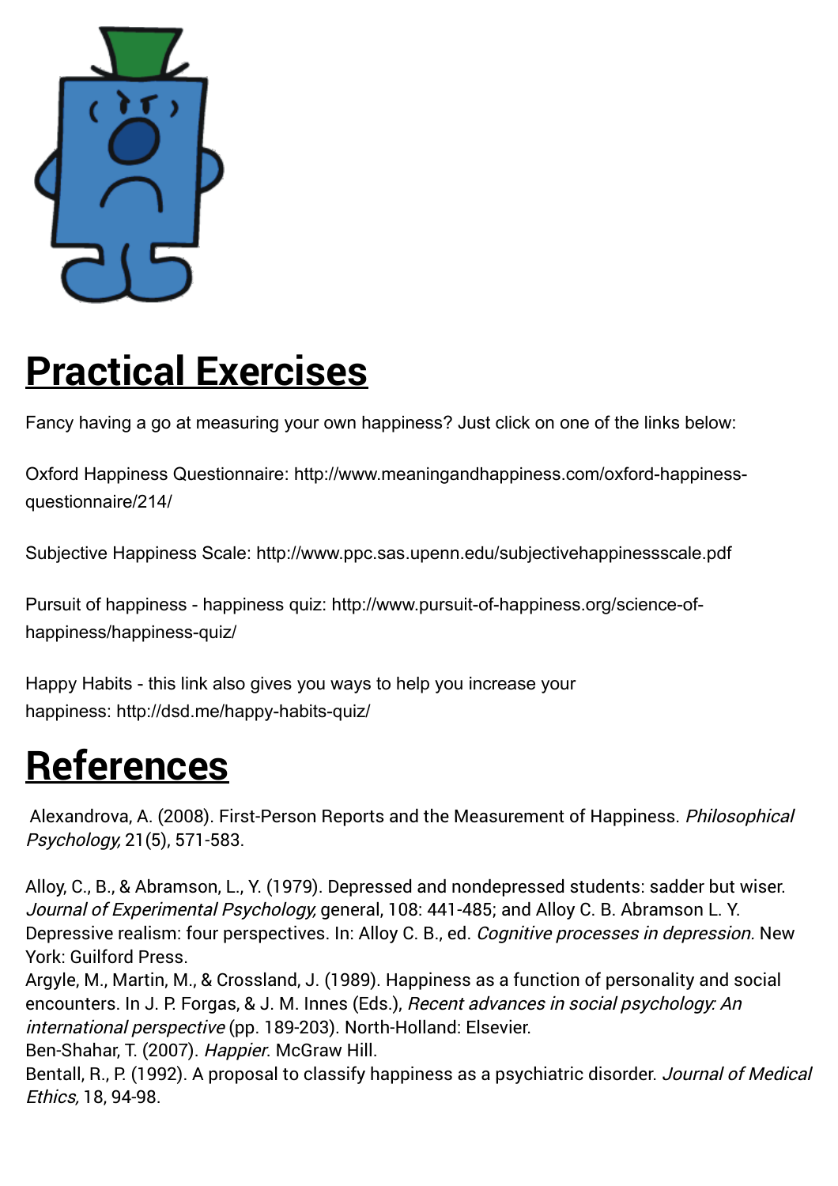## Practical Exercises

Fancy having a go at measuring your own happiness? Just click on one of the links below:

Oxford Happiness Questionnaire: http://www.meaningandhappiness.com/oxford-happiness-questionnaire/214/

Subjective Happiness Scale: http://www.ppc.sas.upenn.edu/subjectivehappinessscale.pdf

Pursuit of happiness - happiness quiz: http://www.pursuit-of-happiness.org/science-of-happiness/happiness-quiz/

Happy Habits - this link also gives you ways to help you increase your happiness: http://dsd.me/happy-habits-quiz/

## References

Alexandrova, A. (2008). First-Person Reports and the Measurement of Happiness. *Philosophical Psychology,* 21(5), 571-583.

Alloy, C., B., & Abramson, L., Y. (1979). Depressed and nondepressed students: sadder but wiser. *Journal of Experimental Psychology,* general, 108: 441-485; and Alloy C. B. Abramson L. Y. Depressive realism: four perspectives. In: Alloy C. B., ed. *Cognitive processes in depression.* New York: Guilford Press.

Argyle, M., Martin, M., & Crossland, J. (1989). Happiness as a function of personality and social encounters. In J. P. Forgas, & J. M. Innes (Eds.), *Recent advances in social psychology: An international perspective* (pp. 189-203). North-Holland: Elsevier.

Ben-Shahar, T. (2007). *Happier.* McGraw Hill.

Bentall, R., P. (1992). A proposal to classify happiness as a psychiatric disorder. *Journal of Medical Ethics,* 18, 94-98.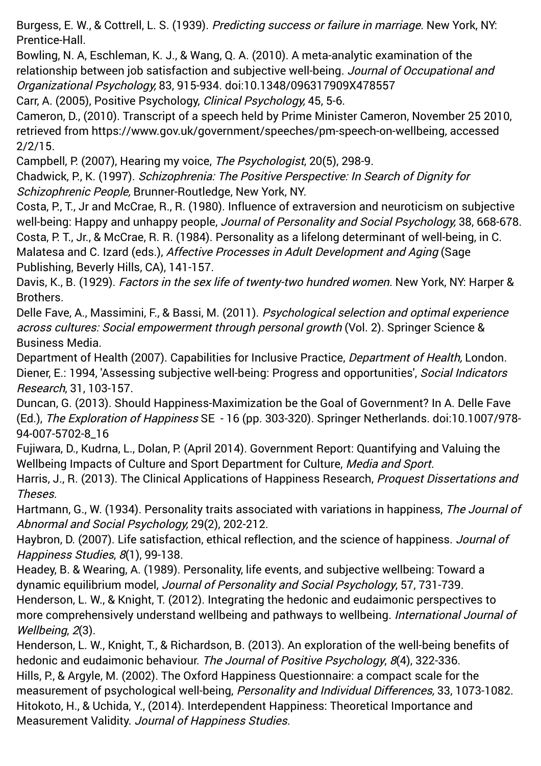Burgess, E. W., & Cottrell, L. S. (1939). *Predicting success or failure in marriage.* New York, NY: Prentice-Hall.

Bowling, N. A, Eschleman, K. J., & Wang, Q. A. (2010). A meta-analytic examination of the relationship between job satisfaction and subjective well-being. *Journal of Occupational and Organizational Psychology,* 83, 915-934. doi:10.1348/096317909X478557

Carr, A. (2005), Positive Psychology, *Clinical Psychology,* 45, 5-6.

Cameron, D., (2010). Transcript of a speech held by Prime Minister Cameron, November 25 2010, retrieved from https://www.gov.uk/government/speeches/pm-speech-on-wellbeing, accessed 2/2/15.

Campbell, P. (2007), Hearing my voice, *The Psychologist*, 20(5), 298-9.

Chadwick, P., K. (1997). *Schizophrenia: The Positive Perspective: In Search of Dignity for Schizophrenic People,* Brunner-Routledge, New York, NY.

Costa, P., T., Jr and McCrae, R., R. (1980). Influence of extraversion and neuroticism on subjective well-being: Happy and unhappy people, *Journal of Personality and Social Psychology,* 38, 668-678.

Costa, P. T., Jr., & McCrae, R. R. (1984). Personality as a lifelong determinant of well-being, in C. Malatesa and C. Izard (eds.), *Affective Processes in Adult Development and Aging* (Sage Publishing, Beverly Hills, CA), 141-157.

Davis, K., B. (1929). *Factors in the sex life of twenty-two hundred women.* New York, NY: Harper & Brothers.

Delle Fave, A., Massimini, F., & Bassi, M. (2011). *Psychological selection and optimal experience across cultures: Social empowerment through personal growth* (Vol. 2). Springer Science & Business Media.

Department of Health (2007). Capabilities for Inclusive Practice, *Department of Health,* London.

Diener, E.: 1994, 'Assessing subjective well-being: Progress and opportunities', *Social Indicators Research*, 31, 103-157.

Duncan, G. (2013). Should Happiness-Maximization be the Goal of Government? In A. Delle Fave (Ed.), *The Exploration of Happiness* SE - 16 (pp. 303-320). Springer Netherlands. doi:10.1007/978-94-007-5702-8_16

Fujiwara, D., Kudrna, L., Dolan, P. (April 2014). Government Report: Quantifying and Valuing the Wellbeing Impacts of Culture and Sport Department for Culture, *Media and Sport.*

Harris, J., R. (2013). The Clinical Applications of Happiness Research, *Proquest Dissertations and Theses.*

Hartmann, G., W. (1934). Personality traits associated with variations in happiness, *The Journal of Abnormal and Social Psychology,* 29(2), 202-212.

Haybron, D. (2007). Life satisfaction, ethical reflection, and the science of happiness. *Journal of Happiness Studies*, *8*(1), 99-138.

Headey, B. & Wearing, A. (1989). Personality, life events, and subjective wellbeing: Toward a dynamic equilibrium model, *Journal of Personality and Social Psychology*, 57, 731-739.

Henderson, L. W., & Knight, T. (2012). Integrating the hedonic and eudaimonic perspectives to more comprehensively understand wellbeing and pathways to wellbeing. *International Journal of Wellbeing*, *2*(3).

Henderson, L. W., Knight, T., & Richardson, B. (2013). An exploration of the well-being benefits of hedonic and eudaimonic behaviour. *The Journal of Positive Psychology*, *8*(4), 322-336.

Hills, P., & Argyle, M. (2002). The Oxford Happiness Questionnaire: a compact scale for the measurement of psychological well-being, *Personality and Individual Differences,* 33, 1073-1082.

Hitokoto, H., & Uchida, Y., (2014). Interdependent Happiness: Theoretical Importance and Measurement Validity. *Journal of Happiness Studies.*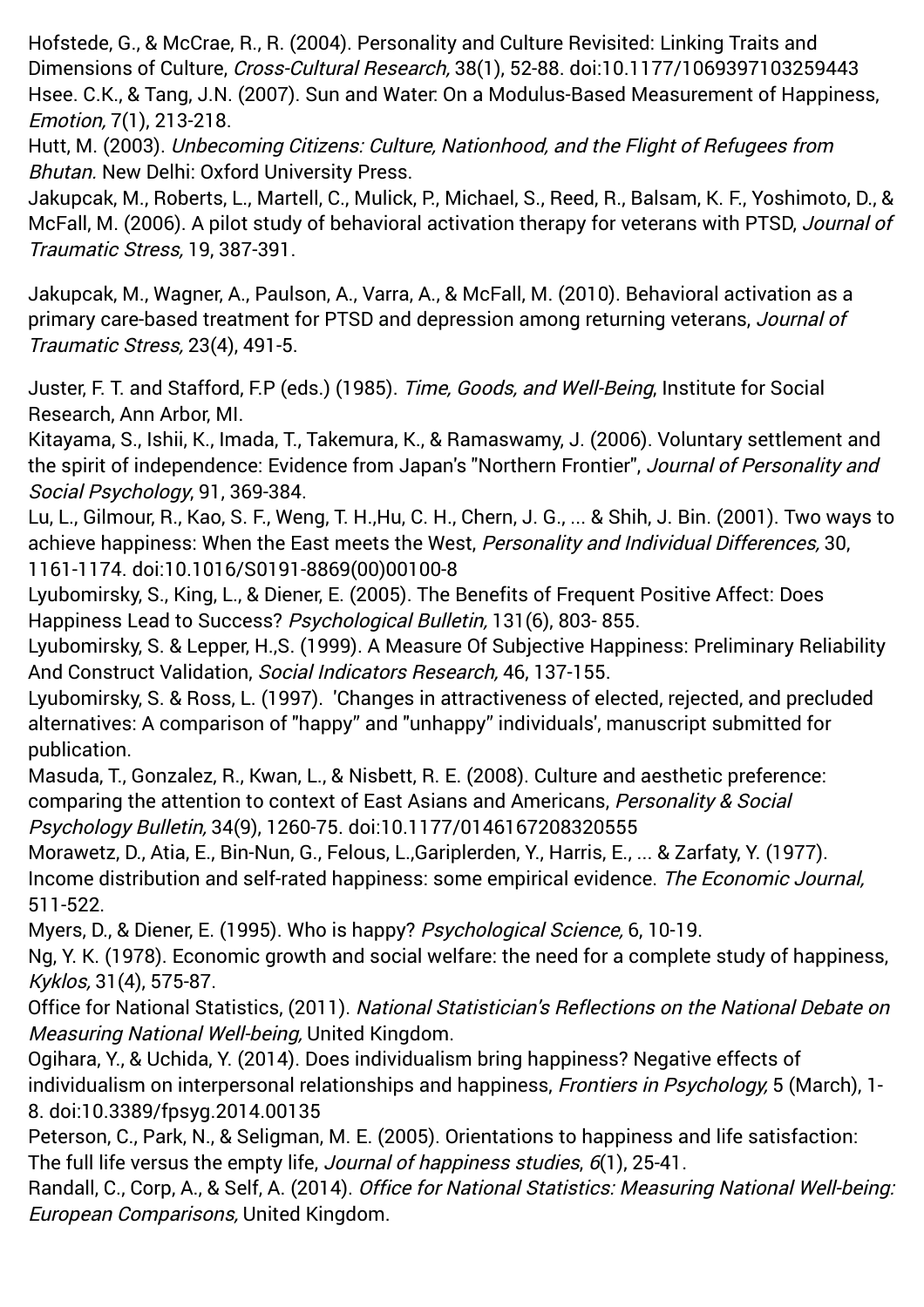Hofstede, G., & McCrae, R., R. (2004). Personality and Culture Revisited: Linking Traits and Dimensions of Culture, *Cross-Cultural Research,* 38(1), 52-88. doi:10.1177/1069397103259443

Hsee. C.K., & Tang, J.N. (2007). Sun and Water: On a Modulus-Based Measurement of Happiness, *Emotion,* 7(1), 213-218.

Hutt, M. (2003). *Unbecoming Citizens: Culture, Nationhood, and the Flight of Refugees from Bhutan.* New Delhi: Oxford University Press.

Jakupcak, M., Roberts, L., Martell, C., Mulick, P., Michael, S., Reed, R., Balsam, K. F., Yoshimoto, D., & McFall, M. (2006). A pilot study of behavioral activation therapy for veterans with PTSD, *Journal of Traumatic Stress,* 19, 387-391.

Jakupcak, M., Wagner, A., Paulson, A., Varra, A., & McFall, M. (2010). Behavioral activation as a primary care-based treatment for PTSD and depression among returning veterans, *Journal of Traumatic Stress,* 23(4), 491-5.

Juster, F. T. and Stafford, F.P (eds.) (1985). *Time, Goods, and Well-Being*, Institute for Social Research, Ann Arbor, MI.

Kitayama, S., Ishii, K., Imada, T., Takemura, K., & Ramaswamy, J. (2006). Voluntary settlement and the spirit of independence: Evidence from Japan's "Northern Frontier", *Journal of Personality and Social Psychology*, 91, 369-384.

Lu, L., Gilmour, R., Kao, S. F., Weng, T. H.,Hu, C. H., Chern, J. G., ... & Shih, J. Bin. (2001). Two ways to achieve happiness: When the East meets the West, *Personality and Individual Differences,* 30, 1161-1174. doi:10.1016/S0191-8869(00)00100-8

Lyubomirsky, S., King, L., & Diener, E. (2005). The Benefits of Frequent Positive Affect: Does Happiness Lead to Success? *Psychological Bulletin,* 131(6), 803- 855.

Lyubomirsky, S. & Lepper, H.,S. (1999). A Measure Of Subjective Happiness: Preliminary Reliability And Construct Validation, *Social Indicators Research,* 46, 137-155.

Lyubomirsky, S. & Ross, L. (1997). 'Changes in attractiveness of elected, rejected, and precluded alternatives: A comparison of "happy" and "unhappy" individuals', manuscript submitted for publication.

Masuda, T., Gonzalez, R., Kwan, L., & Nisbett, R. E. (2008). Culture and aesthetic preference: comparing the attention to context of East Asians and Americans, *Personality & Social Psychology Bulletin,* 34(9), 1260-75. doi:10.1177/0146167208320555

Morawetz, D., Atia, E., Bin-Nun, G., Felous, L.,Gariplerden, Y., Harris, E., ... & Zarfaty, Y. (1977). Income distribution and self-rated happiness: some empirical evidence. *The Economic Journal,* 511-522.

Myers, D., & Diener, E. (1995). Who is happy? *Psychological Science,* 6, 10-19.

Ng, Y. K. (1978). Economic growth and social welfare: the need for a complete study of happiness, *Kyklos,* 31(4), 575-87.

Office for National Statistics, (2011). *National Statistician's Reflections on the National Debate on Measuring National Well-being,* United Kingdom.

Ogihara, Y., & Uchida, Y. (2014). Does individualism bring happiness? Negative effects of individualism on interpersonal relationships and happiness, *Frontiers in Psychology,* 5 (March), 1-8. doi:10.3389/fpsyg.2014.00135

Peterson, C., Park, N., & Seligman, M. E. (2005). Orientations to happiness and life satisfaction: The full life versus the empty life, *Journal of happiness studies*, *6*(1), 25-41.

Randall, C., Corp, A., & Self, A. (2014). *Office for National Statistics: Measuring National Well-being: European Comparisons,* United Kingdom.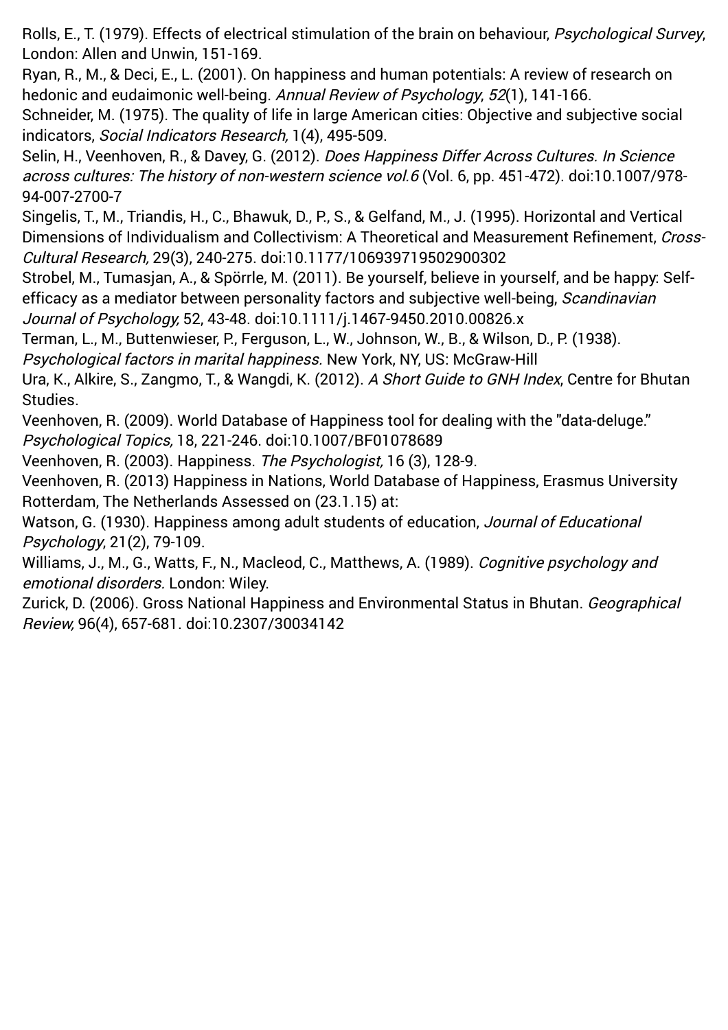Rolls, E., T. (1979). Effects of electrical stimulation of the brain on behaviour, *Psychological Survey*, London: Allen and Unwin, 151-169.

Ryan, R., M., & Deci, E., L. (2001). On happiness and human potentials: A review of research on hedonic and eudaimonic well-being. *Annual Review of Psychology*, *52*(1), 141-166.

Schneider, M. (1975). The quality of life in large American cities: Objective and subjective social indicators, *Social Indicators Research,* 1(4), 495-509.

Selin, H., Veenhoven, R., & Davey, G. (2012). *Does Happiness Differ Across Cultures. In Science across cultures: The history of non-western science vol.6* (Vol. 6, pp. 451-472). doi:10.1007/978-94-007-2700-7

Singelis, T., M., Triandis, H., C., Bhawuk, D., P., S., & Gelfand, M., J. (1995). Horizontal and Vertical Dimensions of Individualism and Collectivism: A Theoretical and Measurement Refinement, *Cross-Cultural Research,* 29(3), 240-275. doi:10.1177/106939719502900302

Strobel, M., Tumasjan, A., & Spörrle, M. (2011). Be yourself, believe in yourself, and be happy: Self-efficacy as a mediator between personality factors and subjective well-being, *Scandinavian Journal of Psychology,* 52, 43-48. doi:10.1111/j.1467-9450.2010.00826.x

Terman, L., M., Buttenwieser, P., Ferguson, L., W., Johnson, W., B., & Wilson, D., P. (1938). *Psychological factors in marital happiness.* New York, NY, US: McGraw-Hill

Ura, K., Alkire, S., Zangmo, T., & Wangdi, K. (2012). *A Short Guide to GNH Index*, Centre for Bhutan Studies.

Veenhoven, R. (2009). World Database of Happiness tool for dealing with the "data-deluge." *Psychological Topics,* 18, 221-246. doi:10.1007/BF01078689

Veenhoven, R. (2003). Happiness. *The Psychologist,* 16 (3), 128-9.

Veenhoven, R. (2013) Happiness in Nations, World Database of Happiness, Erasmus University Rotterdam, The Netherlands Assessed on (23.1.15) at:

Watson, G. (1930). Happiness among adult students of education, *Journal of Educational Psychology*, 21(2), 79-109.

Williams, J., M., G., Watts, F., N., Macleod, C., Matthews, A. (1989). *Cognitive psychology and emotional disorders.* London: Wiley.

Zurick, D. (2006). Gross National Happiness and Environmental Status in Bhutan. *Geographical Review,* 96(4), 657-681. doi:10.2307/30034142